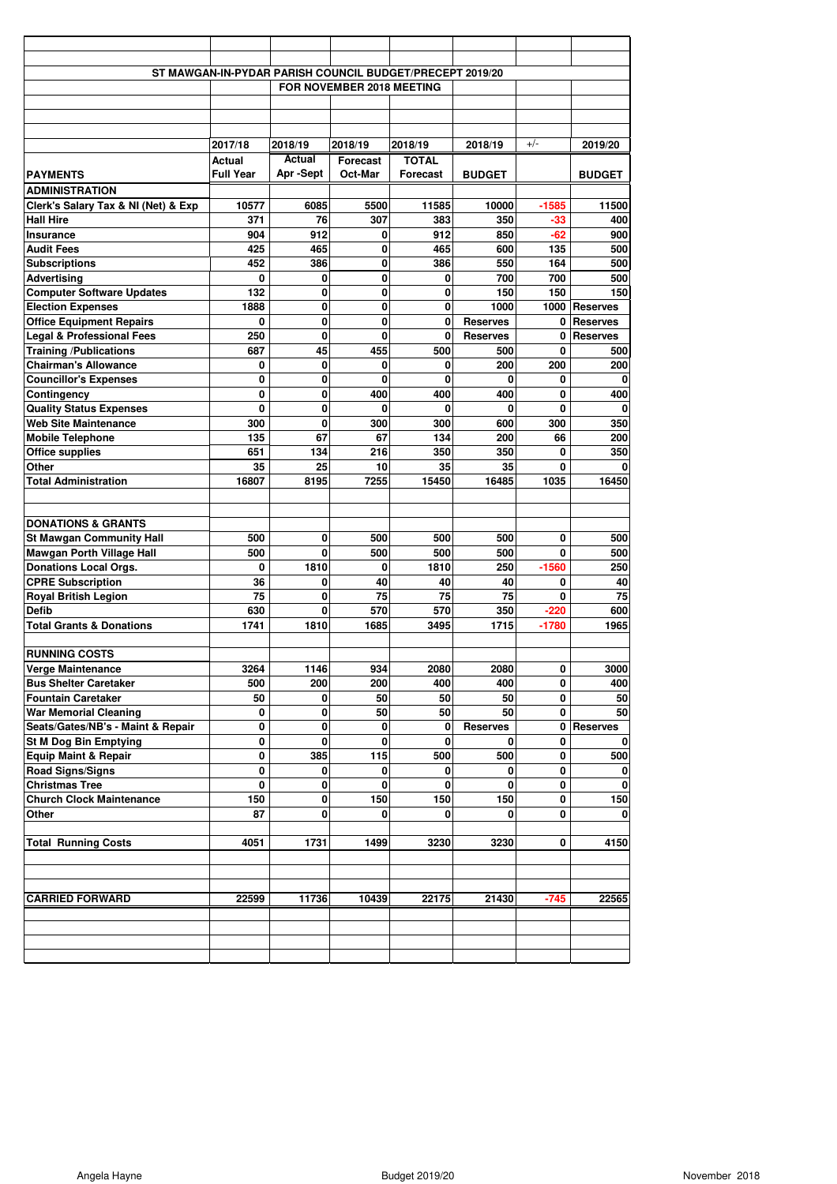## ST MAWGAN-IN-PYDAR PARISH COUNCIL BUDGET/PRECEPT 2019/20

### FOR NOVEMBER 2018 MEETING

| PAYMENTS | 2017/18 Actual Full Year | 2018/19 Actual Apr -Sept | 2018/19 Forecast Oct-Mar | 2018/19 TOTAL Forecast | 2018/19 BUDGET | +/- | 2019/20 BUDGET |
|---|---|---|---|---|---|---|---|
| **ADMINISTRATION** | | | | | | | |
| Clerk's Salary Tax & NI (Net) & Exp | 10577 | 6085 | 5500 | 11585 | 10000 | -1585 | 11500 |
| Hall Hire | 371 | 76 | 307 | 383 | 350 | -33 | 400 |
| Insurance | 904 | 912 | 0 | 912 | 850 | -62 | 900 |
| Audit Fees | 425 | 465 | 0 | 465 | 600 | 135 | 500 |
| Subscriptions | 452 | 386 | 0 | 386 | 550 | 164 | 500 |
| Advertising | 0 | 0 | 0 | 0 | 700 | 700 | 500 |
| Computer Software Updates | 132 | 0 | 0 | 0 | 150 | 150 | 150 |
| Election Expenses | 1888 | 0 | 0 | 0 | 1000 | 1000 | Reserves |
| Office Equipment Repairs | 0 | 0 | 0 | 0 | Reserves | 0 | Reserves |
| Legal & Professional Fees | 250 | 0 | 0 | 0 | Reserves | 0 | Reserves |
| Training /Publications | 687 | 45 | 455 | 500 | 500 | 0 | 500 |
| Chairman's Allowance | 0 | 0 | 0 | 0 | 200 | 200 | 200 |
| Councillor's Expenses | 0 | 0 | 0 | 0 | 0 | 0 | 0 |
| Contingency | 0 | 0 | 400 | 400 | 400 | 0 | 400 |
| Quality Status Expenses | 0 | 0 | 0 | 0 | 0 | 0 | 0 |
| Web Site Maintenance | 300 | 0 | 300 | 300 | 600 | 300 | 350 |
| Mobile Telephone | 135 | 67 | 67 | 134 | 200 | 66 | 200 |
| Office supplies | 651 | 134 | 216 | 350 | 350 | 0 | 350 |
| Other | 35 | 25 | 10 | 35 | 35 | 0 | 0 |
| **Total Administration** | 16807 | 8195 | 7255 | 15450 | 16485 | 1035 | 16450 |
| | | | | | | | |
| **DONATIONS & GRANTS** | | | | | | | |
| St Mawgan Community Hall | 500 | 0 | 500 | 500 | 500 | 0 | 500 |
| Mawgan Porth Village Hall | 500 | 0 | 500 | 500 | 500 | 0 | 500 |
| Donations Local Orgs. | 0 | 1810 | 0 | 1810 | 250 | -1560 | 250 |
| CPRE Subscription | 36 | 0 | 40 | 40 | 40 | 0 | 40 |
| Royal British Legion | 75 | 0 | 75 | 75 | 75 | 0 | 75 |
| Defib | 630 | 0 | 570 | 570 | 350 | -220 | 600 |
| **Total Grants & Donations** | 1741 | 1810 | 1685 | 3495 | 1715 | -1780 | 1965 |
| | | | | | | | |
| **RUNNING COSTS** | | | | | | | |
| Verge Maintenance | 3264 | 1146 | 934 | 2080 | 2080 | 0 | 3000 |
| Bus Shelter Caretaker | 500 | 200 | 200 | 400 | 400 | 0 | 400 |
| Fountain Caretaker | 50 | 0 | 50 | 50 | 50 | 0 | 50 |
| War Memorial Cleaning | 0 | 0 | 50 | 50 | 50 | 0 | 50 |
| Seats/Gates/NB's - Maint & Repair | 0 | 0 | 0 | 0 | Reserves | 0 | Reserves |
| St M Dog Bin Emptying | 0 | 0 | 0 | 0 | 0 | 0 | 0 |
| Equip Maint & Repair | 0 | 385 | 115 | 500 | 500 | 0 | 500 |
| Road Signs/Signs | 0 | 0 | 0 | 0 | 0 | 0 | 0 |
| Christmas Tree | 0 | 0 | 0 | 0 | 0 | 0 | 0 |
| Church Clock Maintenance | 150 | 0 | 150 | 150 | 150 | 0 | 150 |
| Other | 87 | 0 | 0 | 0 | 0 | 0 | 0 |
| | | | | | | | |
| **Total Running Costs** | 4051 | 1731 | 1499 | 3230 | 3230 | 0 | 4150 |
| | | | | | | | |
| **CARRIED FORWARD** | 22599 | 11736 | 10439 | 22175 | 21430 | -745 | 22565 |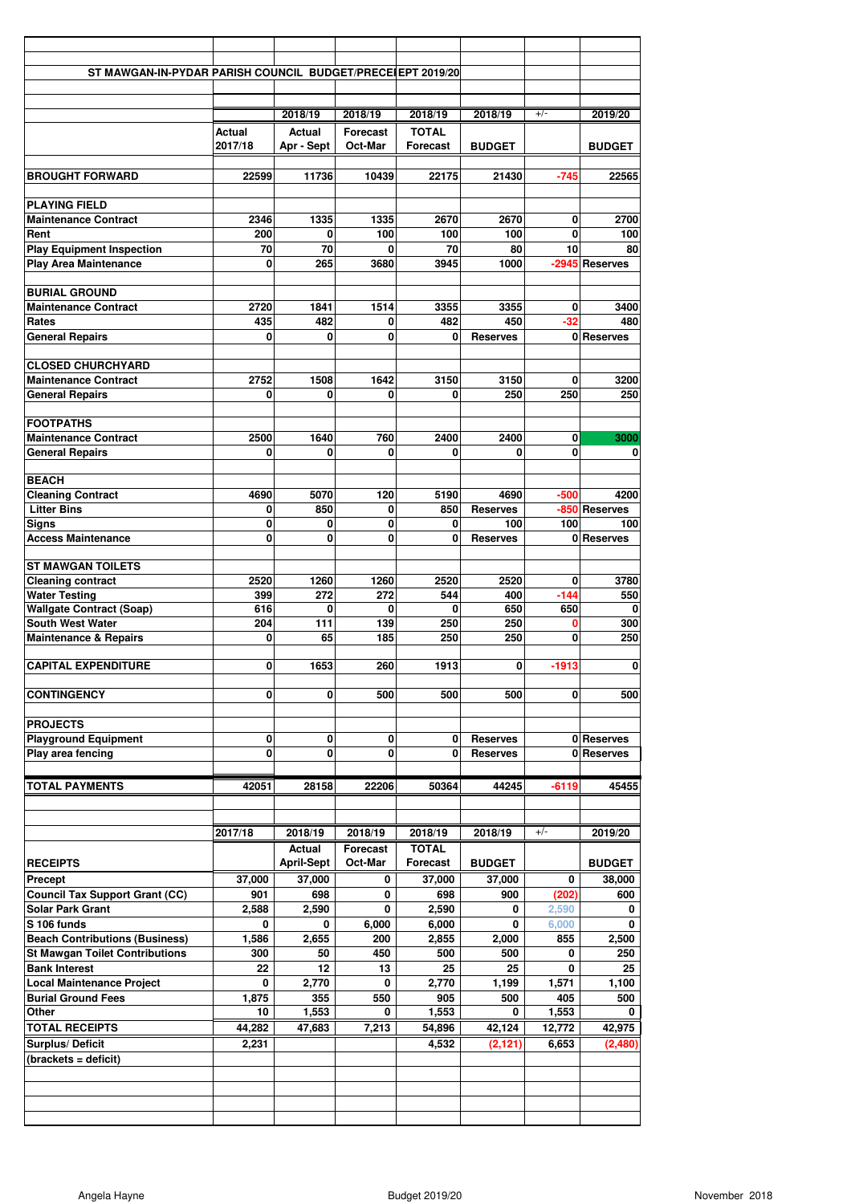## ST MAWGAN-IN-PYDAR PARISH COUNCIL BUDGET/PRECEPT 2019/20

| | Actual 2017/18 | 2018/19 Actual Apr - Sept | 2018/19 Forecast Oct-Mar | 2018/19 TOTAL Forecast | 2018/19 BUDGET | +/- | 2019/20 BUDGET |
|---|---|---|---|---|---|---|---|
| **BROUGHT FORWARD** | 22599 | 11736 | 10439 | 22175 | 21430 | -745 | 22565 |
| **PLAYING FIELD** | | | | | | | |
| Maintenance Contract | 2346 | 1335 | 1335 | 2670 | 2670 | 0 | 2700 |
| Rent | 200 | 0 | 100 | 100 | 100 | 0 | 100 |
| Play Equipment Inspection | 70 | 70 | 0 | 70 | 80 | 10 | 80 |
| Play Area Maintenance | 0 | 265 | 3680 | 3945 | 1000 | -2945 | Reserves |
| **BURIAL GROUND** | | | | | | | |
| Maintenance Contract | 2720 | 1841 | 1514 | 3355 | 3355 | 0 | 3400 |
| Rates | 435 | 482 | 0 | 482 | 450 | -32 | 480 |
| General Repairs | 0 | 0 | 0 | 0 | Reserves | 0 | Reserves |
| **CLOSED CHURCHYARD** | | | | | | | |
| Maintenance Contract | 2752 | 1508 | 1642 | 3150 | 3150 | 0 | 3200 |
| General Repairs | 0 | 0 | 0 | 0 | 250 | 250 | 250 |
| **FOOTPATHS** | | | | | | | |
| Maintenance Contract | 2500 | 1640 | 760 | 2400 | 2400 | 0 | 3000 |
| General Repairs | 0 | 0 | 0 | 0 | 0 | 0 | 0 |
| **BEACH** | | | | | | | |
| Cleaning Contract | 4690 | 5070 | 120 | 5190 | 4690 | -500 | 4200 |
| Litter Bins | 0 | 850 | 0 | 850 | Reserves | -850 | Reserves |
| Signs | 0 | 0 | 0 | 0 | 100 | 100 | 100 |
| Access Maintenance | 0 | 0 | 0 | 0 | Reserves | 0 | Reserves |
| **ST MAWGAN TOILETS** | | | | | | | |
| Cleaning contract | 2520 | 1260 | 1260 | 2520 | 2520 | 0 | 3780 |
| Water Testing | 399 | 272 | 272 | 544 | 400 | -144 | 550 |
| Wallgate Contract (Soap) | 616 | 0 | 0 | 0 | 650 | 650 | 0 |
| South West Water | 204 | 111 | 139 | 250 | 250 | 0 | 300 |
| Maintenance & Repairs | 0 | 65 | 185 | 250 | 250 | 0 | 250 |
| **CAPITAL EXPENDITURE** | 0 | 1653 | 260 | 1913 | 0 | -1913 | 0 |
| **CONTINGENCY** | 0 | 0 | 500 | 500 | 500 | 0 | 500 |
| **PROJECTS** | | | | | | | |
| Playground Equipment | 0 | 0 | 0 | 0 | Reserves | 0 | Reserves |
| Play area fencing | 0 | 0 | 0 | 0 | Reserves | 0 | Reserves |
| **TOTAL PAYMENTS** | 42051 | 28158 | 22206 | 50364 | 44245 | -6119 | 45455 |

| RECEIPTS | 2017/18 | 2018/19 Actual April-Sept | 2018/19 Forecast Oct-Mar | 2018/19 TOTAL Forecast | 2018/19 BUDGET | +/- | 2019/20 BUDGET |
|---|---|---|---|---|---|---|---|
| Precept | 37,000 | 37,000 | 0 | 37,000 | 37,000 | 0 | 38,000 |
| Council Tax Support Grant (CC) | 901 | 698 | 0 | 698 | 900 | (202) | 600 |
| Solar Park Grant | 2,588 | 2,590 | 0 | 2,590 | 0 | 2,590 | 0 |
| S 106 funds | 0 | 0 | 6,000 | 6,000 | 0 | 6,000 | 0 |
| Beach Contributions (Business) | 1,586 | 2,655 | 200 | 2,855 | 2,000 | 855 | 2,500 |
| St Mawgan Toilet Contributions | 300 | 50 | 450 | 500 | 500 | 0 | 250 |
| Bank Interest | 22 | 12 | 13 | 25 | 25 | 0 | 25 |
| Local Maintenance Project | 0 | 2,770 | 0 | 2,770 | 1,199 | 1,571 | 1,100 |
| Burial Ground Fees | 1,875 | 355 | 550 | 905 | 500 | 405 | 500 |
| Other | 10 | 1,553 | 0 | 1,553 | 0 | 1,553 | 0 |
| **TOTAL RECEIPTS** | 44,282 | 47,683 | 7,213 | 54,896 | 42,124 | 12,772 | 42,975 |
| **Surplus/ Deficit** | 2,231 | | | 4,532 | (2,121) | 6,653 | (2,480) |
| (brackets = deficit) | | | | | | | |

Angela Hayne — Budget 2019/20 — November 2018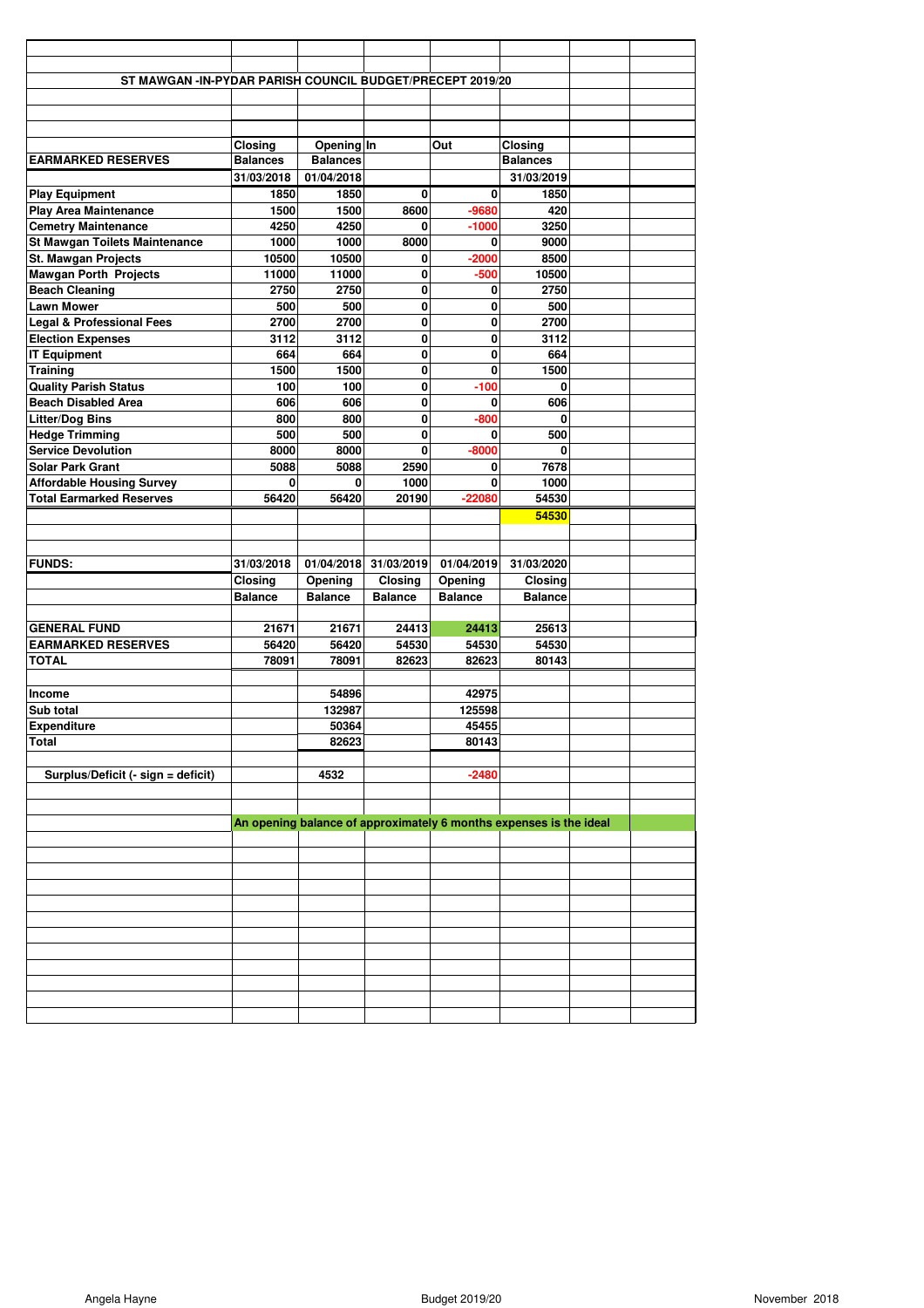## ST MAWGAN -IN-PYDAR PARISH COUNCIL BUDGET/PRECEPT 2019/20

| EARMARKED RESERVES | Closing Balances 31/03/2018 | Opening Balances 01/04/2018 | In | Out | Closing Balances 31/03/2019 |
|---|---|---|---|---|---|
| Play Equipment | 1850 | 1850 | 0 | 0 | 1850 |
| Play Area Maintenance | 1500 | 1500 | 8600 | -9680 | 420 |
| Cemetry Maintenance | 4250 | 4250 | 0 | -1000 | 3250 |
| St Mawgan Toilets Maintenance | 1000 | 1000 | 8000 | 0 | 9000 |
| St. Mawgan Projects | 10500 | 10500 | 0 | -2000 | 8500 |
| Mawgan Porth Projects | 11000 | 11000 | 0 | -500 | 10500 |
| Beach Cleaning | 2750 | 2750 | 0 | 0 | 2750 |
| Lawn Mower | 500 | 500 | 0 | 0 | 500 |
| Legal & Professional Fees | 2700 | 2700 | 0 | 0 | 2700 |
| Election Expenses | 3112 | 3112 | 0 | 0 | 3112 |
| IT Equipment | 664 | 664 | 0 | 0 | 664 |
| Training | 1500 | 1500 | 0 | 0 | 1500 |
| Quality Parish Status | 100 | 100 | 0 | -100 | 0 |
| Beach Disabled Area | 606 | 606 | 0 | 0 | 606 |
| Litter/Dog Bins | 800 | 800 | 0 | -800 | 0 |
| Hedge Trimming | 500 | 500 | 0 | 0 | 500 |
| Service Devolution | 8000 | 8000 | 0 | -8000 | 0 |
| Solar Park Grant | 5088 | 5088 | 2590 | 0 | 7678 |
| Affordable Housing Survey | 0 | 0 | 1000 | 0 | 1000 |
| Total Earmarked Reserves | 56420 | 56420 | 20190 | -22080 | 54530 |
| | | | | | 54530 |

| FUNDS: | 31/03/2018 Closing Balance | 01/04/2018 Opening Balance | 31/03/2019 Closing Balance | 01/04/2019 Opening Balance | 31/03/2020 Closing Balance |
|---|---|---|---|---|---|
| GENERAL FUND | 21671 | 21671 | 24413 | 24413 | 25613 |
| EARMARKED RESERVES | 56420 | 56420 | 54530 | 54530 | 54530 |
| TOTAL | 78091 | 78091 | 82623 | 82623 | 80143 |
| | | | | | |
| Income | | 54896 | | 42975 | |
| Sub total | | 132987 | | 125598 | |
| Expenditure | | 50364 | | 45455 | |
| Total | | 82623 | | 80143 | |
| | | | | | |
| Surplus/Deficit (- sign = deficit) | | 4532 | | -2480 | |

An opening balance of approximately 6 months expenses is the ideal